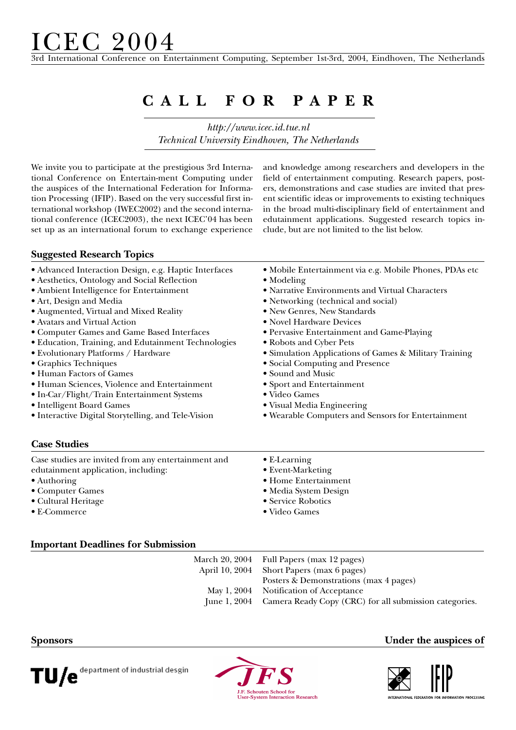# ICEC 2004

3rd International Conference on Entertainment Computing, September 1st-3rd, 2004, Eindhoven, The Netherlands

## CALL FOR PAPER

*http://www.icec.id.tue.nl*
*Technical University Eindhoven, The Netherlands*

We invite you to participate at the prestigious 3rd International Conference on Entertain-ment Computing under the auspices of the International Federation for Information Processing (IFIP). Based on the very successful first international workshop (IWEC2002) and the second international conference (ICEC2003), the next ICEC'04 has been set up as an international forum to exchange experience and knowledge among researchers and developers in the field of entertainment computing. Research papers, posters, demonstrations and case studies are invited that present scientific ideas or improvements to existing techniques in the broad multi-disciplinary field of entertainment and edutainment applications. Suggested research topics include, but are not limited to the list below.

### Suggested Research Topics

- Advanced Interaction Design, e.g. Haptic Interfaces
- Aesthetics, Ontology and Social Reflection
- Ambient Intelligence for Entertainment
- Art, Design and Media
- Augmented, Virtual and Mixed Reality
- Avatars and Virtual Action
- Computer Games and Game Based Interfaces
- Education, Training, and Edutainment Technologies
- Evolutionary Platforms / Hardware
- Graphics Techniques
- Human Factors of Games
- Human Sciences, Violence and Entertainment
- In-Car/Flight/Train Entertainment Systems
- Intelligent Board Games
- Interactive Digital Storytelling, and Tele-Vision
- Mobile Entertainment via e.g. Mobile Phones, PDAs etc
- Modeling
- Narrative Environments and Virtual Characters
- Networking (technical and social)
- New Genres, New Standards
- Novel Hardware Devices
- Pervasive Entertainment and Game-Playing
- Robots and Cyber Pets
- Simulation Applications of Games & Military Training
- Social Computing and Presence
- Sound and Music
- Sport and Entertainment
- Video Games
- Visual Media Engineering
- Wearable Computers and Sensors for Entertainment

### Case Studies

Case studies are invited from any entertainment and edutainment application, including:

- Authoring
- Computer Games
- Cultural Heritage
- E-Commerce
- E-Learning
- Event-Marketing
- Home Entertainment
- Media System Design
- Service Robotics
- Video Games

### Important Deadlines for Submission

| | |
|---|---|
| March 20, 2004 | Full Papers (max 12 pages) |
| April 10, 2004 | Short Papers (max 6 pages) |
| | Posters & Demonstrations (max 4 pages) |
| May 1, 2004 | Notification of Acceptance |
| June 1, 2004 | Camera Ready Copy (CRC) for all submission categories. |

### Sponsors

TU/e department of industrial desgin

JFS J.F. Schouten School for User-System Interaction Research

### Under the auspices of

IFIP International Federation for Information Processing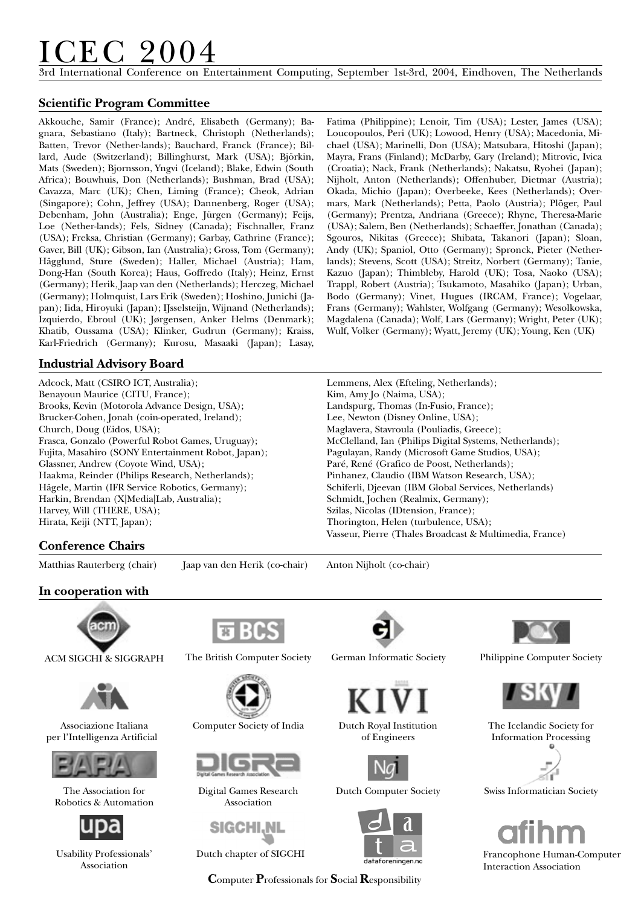# ICEC 2004

3rd International Conference on Entertainment Computing, September 1st-3rd, 2004, Eindhoven, The Netherlands

## Scientific Program Committee

Akkouche, Samir (France); André, Elisabeth (Germany); Bagnara, Sebastiano (Italy); Bartneck, Christoph (Netherlands); Batten, Trevor (Nether-lands); Bauchard, Franck (France); Billard, Aude (Switzerland); Billinghurst, Mark (USA); Björkin, Mats (Sweden); Bjornsson, Yngvi (Iceland); Blake, Edwin (South Africa); Bouwhuis, Don (Netherlands); Bushman, Brad (USA); Cavazza, Marc (UK); Chen, Liming (France); Cheok, Adrian (Singapore); Cohn, Jeffrey (USA); Dannenberg, Roger (USA); Debenham, John (Australia); Enge, Jürgen (Germany); Feijs, Loe (Nether-lands); Fels, Sidney (Canada); Fischnaller, Franz (USA); Freksa, Christian (Germany); Garbay, Cathrine (France); Gaver, Bill (UK); Gibson, Ian (Australia); Gross, Tom (Germany); Hägglund, Sture (Sweden); Haller, Michael (Austria); Ham, Dong-Han (South Korea); Haus, Goffredo (Italy); Heinz, Ernst (Germany); Herik, Jaap van den (Netherlands); Herczeg, Michael (Germany); Holmquist, Lars Erik (Sweden); Hoshino, Junichi (Japan); Iida, Hiroyuki (Japan); IJsselsteijn, Wijnand (Netherlands); Izquierdo, Ebroul (UK); Jørgensen, Anker Helms (Denmark); Khatib, Oussama (USA); Klinker, Gudrun (Germany); Kraiss, Karl-Friedrich (Germany); Kurosu, Masaaki (Japan); Lasay, Fatima (Philippine); Lenoir, Tim (USA); Lester, James (USA); Loucopoulos, Peri (UK); Lowood, Henry (USA); Macedonia, Michael (USA); Marinelli, Don (USA); Matsubara, Hitoshi (Japan); Mayra, Frans (Finland); McDarby, Gary (Ireland); Mitrovic, Ivica (Croatia); Nack, Frank (Netherlands); Nakatsu, Ryohei (Japan); Nijholt, Anton (Netherlands); Offenhuber, Dietmar (Austria); Okada, Michio (Japan); Overbeeke, Kees (Netherlands); Overmars, Mark (Netherlands); Petta, Paolo (Austria); Plöger, Paul (Germany); Prentza, Andriana (Greece); Rhyne, Theresa-Marie (USA); Salem, Ben (Netherlands); Schaeffer, Jonathan (Canada); Sgouros, Nikitas (Greece); Shibata, Takanori (Japan); Sloan, Andy (UK); Spaniol, Otto (Germany); Spronck, Pieter (Netherlands); Stevens, Scott (USA); Streitz, Norbert (Germany); Tanie, Kazuo (Japan); Thimbleby, Harold (UK); Tosa, Naoko (USA); Trappl, Robert (Austria); Tsukamoto, Masahiko (Japan); Urban, Bodo (Germany); Vinet, Hugues (IRCAM, France); Vogelaar, Frans (Germany); Wahlster, Wolfgang (Germany); Wesolkowska, Magdalena (Canada); Wolf, Lars (Germany); Wright, Peter (UK); Wulf, Volker (Germany); Wyatt, Jeremy (UK); Young, Ken (UK)

## Industrial Advisory Board

Adcock, Matt (CSIRO ICT, Australia);
Benayoun Maurice (CITU, France);
Brooks, Kevin (Motorola Advance Design, USA);
Brucker-Cohen, Jonah (coin-operated, Ireland);
Church, Doug (Eidos, USA);
Frasca, Gonzalo (Powerful Robot Games, Uruguay);
Fujita, Masahiro (SONY Entertainment Robot, Japan);
Glassner, Andrew (Coyote Wind, USA);
Haakma, Reinder (Philips Research, Netherlands);
Hägele, Martin (IFR Service Robotics, Germany);
Harkin, Brendan (X|Media|Lab, Australia);
Harvey, Will (THERE, USA);
Hirata, Keiji (NTT, Japan);
Lemmens, Alex (Efteling, Netherlands);
Kim, Amy Jo (Naima, USA);
Landspurg, Thomas (In-Fusio, France);
Lee, Newton (Disney Online, USA);
Maglavera, Stavroula (Pouliadis, Greece);
McClelland, Ian (Philips Digital Systems, Netherlands);
Pagulayan, Randy (Microsoft Game Studios, USA);
Paré, René (Grafico de Poost, Netherlands);
Pinhanez, Claudio (IBM Watson Research, USA);
Schiferli, Djeevan (IBM Global Services, Netherlands)
Schmidt, Jochen (Realmix, Germany);
Szilas, Nicolas (IDtension, France);
Thorington, Helen (turbulence, USA);
Vasseur, Pierre (Thales Broadcast & Multimedia, France)

## Conference Chairs

Matthias Rauterberg (chair) — Jaap van den Herik (co-chair) — Anton Nijholt (co-chair)

## In cooperation with

ACM SIGCHI & SIGGRAPH

The British Computer Society

German Informatic Society

Philippine Computer Society

Associazione Italiana per l'Intelligenza Artificial

Computer Society of India

Dutch Royal Institution of Engineers

The Icelandic Society for Information Processing

The Association for Robotics & Automation

Digital Games Research Association

Dutch Computer Society

Swiss Informatician Society

Usability Professionals' Association

Dutch chapter of SIGCHI

dataforeningen.no

Francophone Human-Computer Interaction Association

**C**omputer **P**rofessionals for **S**ocial **R**esponsibility